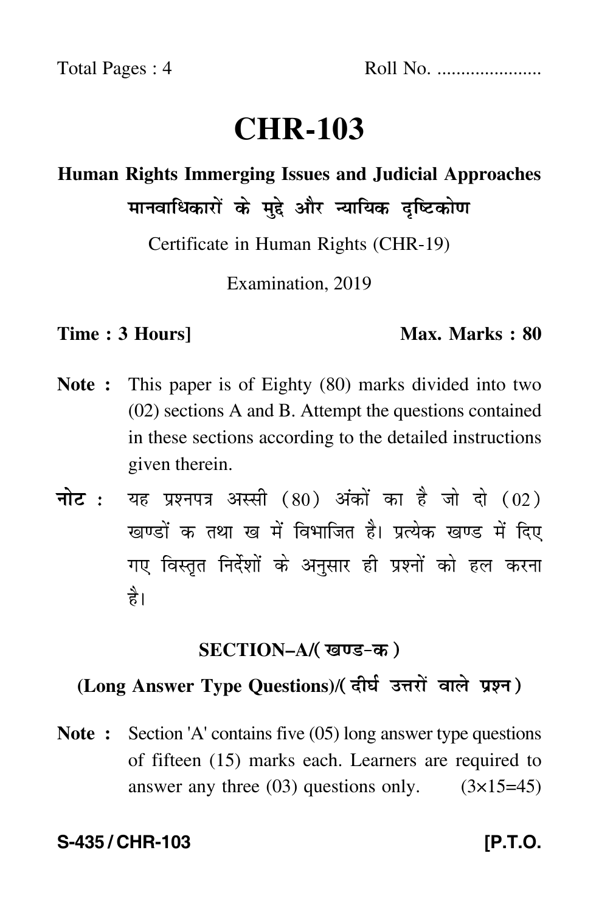Total Pages : 4

Roll No. .....................

# CHR-103

## Human Rights Immerging Issues and Judicial Approaches

## मानवाधिकारों के मुद्दे और न्यायिक दृष्टिकोण

Certificate in Human Rights (CHR-19)

Examination, 2019

**Time : 3 Hours]** **Max. Marks : 80**

**Note :** This paper is of Eighty (80) marks divided into two (02) sections A and B. Attempt the questions contained in these sections according to the detailed instructions given therein.

**नोट :** यह प्रश्नपत्र अस्सी (80) अंकों का है जो दो (02) खण्डों क तथा ख में विभाजित है। प्रत्येक खण्ड में दिए गए विस्तृत निर्देशों के अनुसार ही प्रश्नों को हल करना है।

### SECTION–A/(खण्ड-क)

### (Long Answer Type Questions)/(दीर्घ उत्तरों वाले प्रश्न)

**Note :** Section 'A' contains five (05) long answer type questions of fifteen (15) marks each. Learners are required to answer any three (03) questions only. (3×15=45)

**S-435 / CHR-103** **[P.T.O.**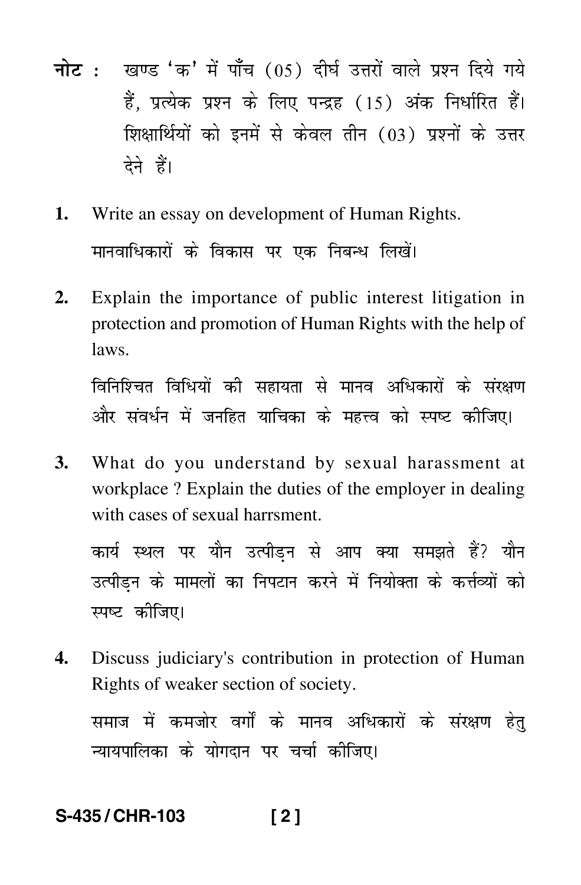**नोट :** खण्ड 'क' में पाँच (05) दीर्घ उत्तरों वाले प्रश्न दिये गये हैं, प्रत्येक प्रश्न के लिए पन्द्रह (15) अंक निर्धारित हैं। शिक्षार्थियों को इनमें से केवल तीन (03) प्रश्नों के उत्तर देने हैं।

**1.** Write an essay on development of Human Rights.

मानवाधिकारों के विकास पर एक निबन्ध लिखें।

**2.** Explain the importance of public interest litigation in protection and promotion of Human Rights with the help of laws.

विनिश्चित विधियों की सहायता से मानव अधिकारों के संरक्षण और संवर्धन में जनहित याचिका के महत्त्व को स्पष्ट कीजिए।

**3.** What do you understand by sexual harassment at workplace ? Explain the duties of the employer in dealing with cases of sexual harrsment.

कार्य स्थल पर यौन उत्पीड़न से आप क्या समझते हैं? यौन उत्पीड़न के मामलों का निपटान करने में नियोक्ता के कर्त्तव्यों को स्पष्ट कीजिए।

**4.** Discuss judiciary's contribution in protection of Human Rights of weaker section of society.

समाज में कमजोर वर्गों के मानव अधिकारों के संरक्षण हेतु न्यायपालिका के योगदान पर चर्चा कीजिए।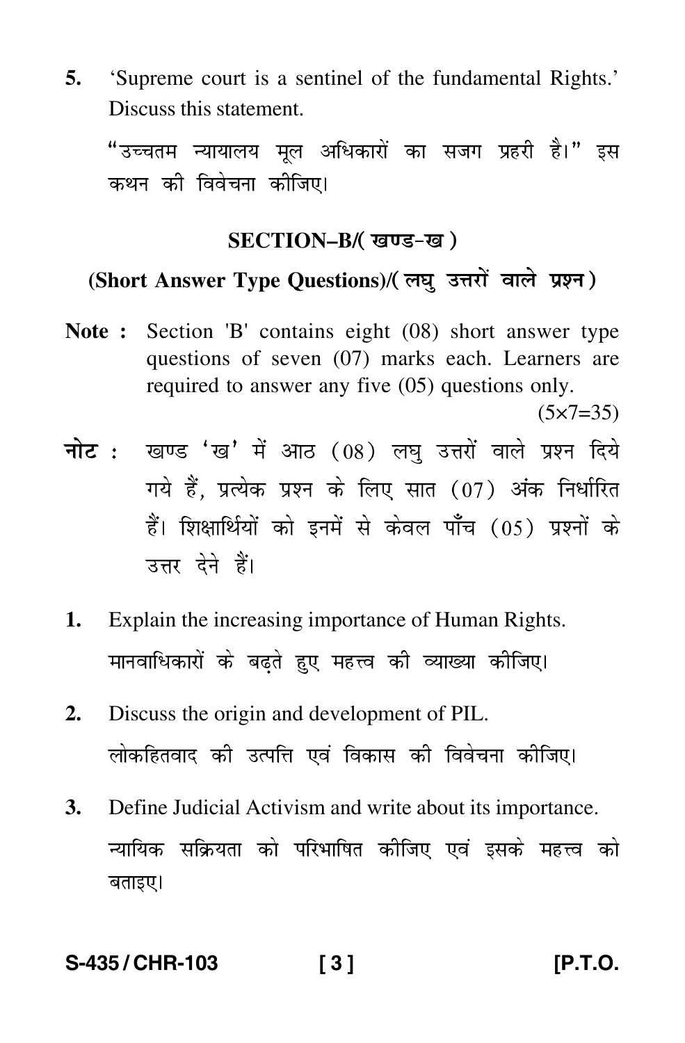5. 'Supreme court is a sentinel of the fundamental Rights.' Discuss this statement.

"उच्चतम न्यायालय मूल अधिकारों का सजग प्रहरी है।" इस कथन की विवेचना कीजिए।

## SECTION–B/( खण्ड-ख )

### (Short Answer Type Questions)/( लघु उत्तरों वाले प्रश्न )

**Note :** Section 'B' contains eight (08) short answer type questions of seven (07) marks each. Learners are required to answer any five (05) questions only. (5×7=35)

**नोट :** खण्ड 'ख' में आठ (08) लघु उत्तरों वाले प्रश्न दिये गये हैं, प्रत्येक प्रश्न के लिए सात (07) अंक निर्धारित हैं। शिक्षार्थियों को इनमें से केवल पाँच (05) प्रश्नों के उत्तर देने हैं।

1. Explain the increasing importance of Human Rights.

   मानवाधिकारों के बढ़ते हुए महत्त्व की व्याख्या कीजिए।

2. Discuss the origin and development of PIL.

   लोकहितवाद की उत्पत्ति एवं विकास की विवेचना कीजिए।

3. Define Judicial Activism and write about its importance.

   न्यायिक सक्रियता को परिभाषित कीजिए एवं इसके महत्त्व को बताइए।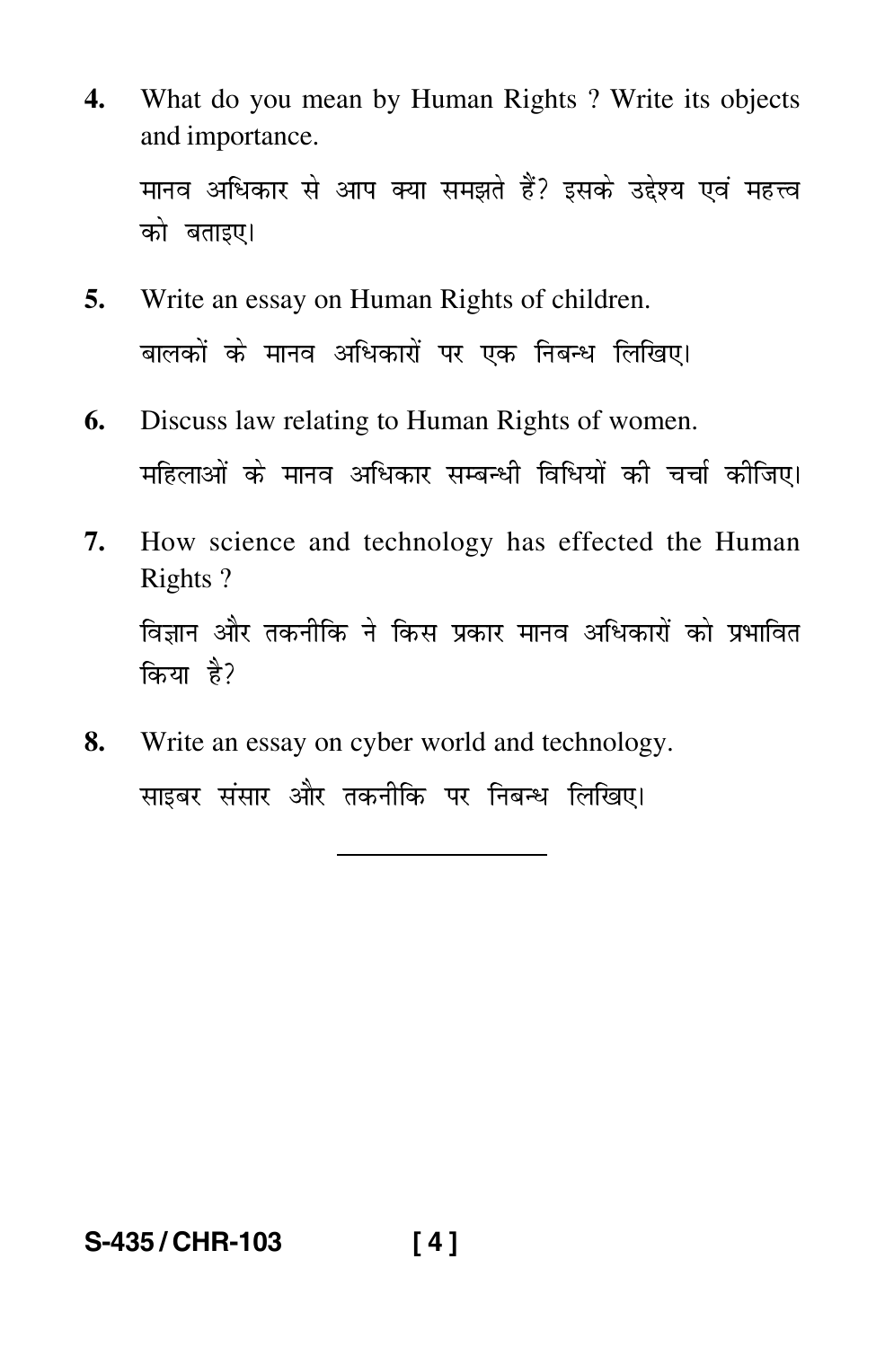4. What do you mean by Human Rights ? Write its objects and importance.

   मानव अधिकार से आप क्या समझते हैं? इसके उद्देश्य एवं महत्त्व को बताइए।

5. Write an essay on Human Rights of children.

   बालकों के मानव अधिकारों पर एक निबन्ध लिखिए।

6. Discuss law relating to Human Rights of women.

   महिलाओं के मानव अधिकार सम्बन्धी विधियों की चर्चा कीजिए।

7. How science and technology has effected the Human Rights ?

   विज्ञान और तकनीकि ने किस प्रकार मानव अधिकारों को प्रभावित किया है?

8. Write an essay on cyber world and technology.

   साइबर संसार और तकनीकि पर निबन्ध लिखिए।

---